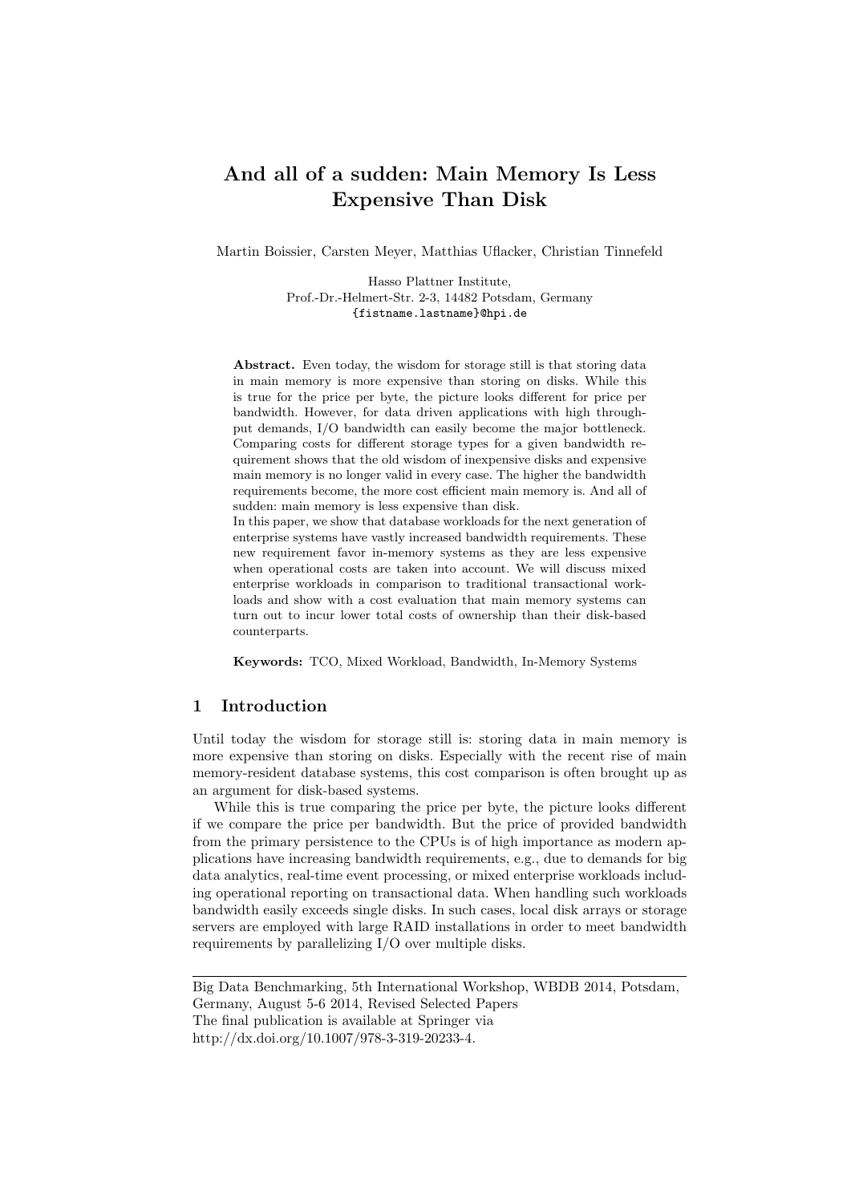# And all of a sudden: Main Memory Is Less Expensive Than Disk

Martin Boissier, Carsten Meyer, Matthias Uflacker, Christian Tinnefeld

Hasso Plattner Institute,
Prof.-Dr.-Helmert-Str. 2-3, 14482 Potsdam, Germany
{fistname.lastname}@hpi.de

**Abstract.** Even today, the wisdom for storage still is that storing data in main memory is more expensive than storing on disks. While this is true for the price per byte, the picture looks different for price per bandwidth. However, for data driven applications with high throughput demands, I/O bandwidth can easily become the major bottleneck. Comparing costs for different storage types for a given bandwidth requirement shows that the old wisdom of inexpensive disks and expensive main memory is no longer valid in every case. The higher the bandwidth requirements become, the more cost efficient main memory is. And all of sudden: main memory is less expensive than disk.
In this paper, we show that database workloads for the next generation of enterprise systems have vastly increased bandwidth requirements. These new requirement favor in-memory systems as they are less expensive when operational costs are taken into account. We will discuss mixed enterprise workloads in comparison to traditional transactional workloads and show with a cost evaluation that main memory systems can turn out to incur lower total costs of ownership than their disk-based counterparts.

**Keywords:** TCO, Mixed Workload, Bandwidth, In-Memory Systems

## 1 Introduction

Until today the wisdom for storage still is: storing data in main memory is more expensive than storing on disks. Especially with the recent rise of main memory-resident database systems, this cost comparison is often brought up as an argument for disk-based systems.

While this is true comparing the price per byte, the picture looks different if we compare the price per bandwidth. But the price of provided bandwidth from the primary persistence to the CPUs is of high importance as modern applications have increasing bandwidth requirements, e.g., due to demands for big data analytics, real-time event processing, or mixed enterprise workloads including operational reporting on transactional data. When handling such workloads bandwidth easily exceeds single disks. In such cases, local disk arrays or storage servers are employed with large RAID installations in order to meet bandwidth requirements by parallelizing I/O over multiple disks.

---

Big Data Benchmarking, 5th International Workshop, WBDB 2014, Potsdam, Germany, August 5-6 2014, Revised Selected Papers
The final publication is available at Springer via
http://dx.doi.org/10.1007/978-3-319-20233-4.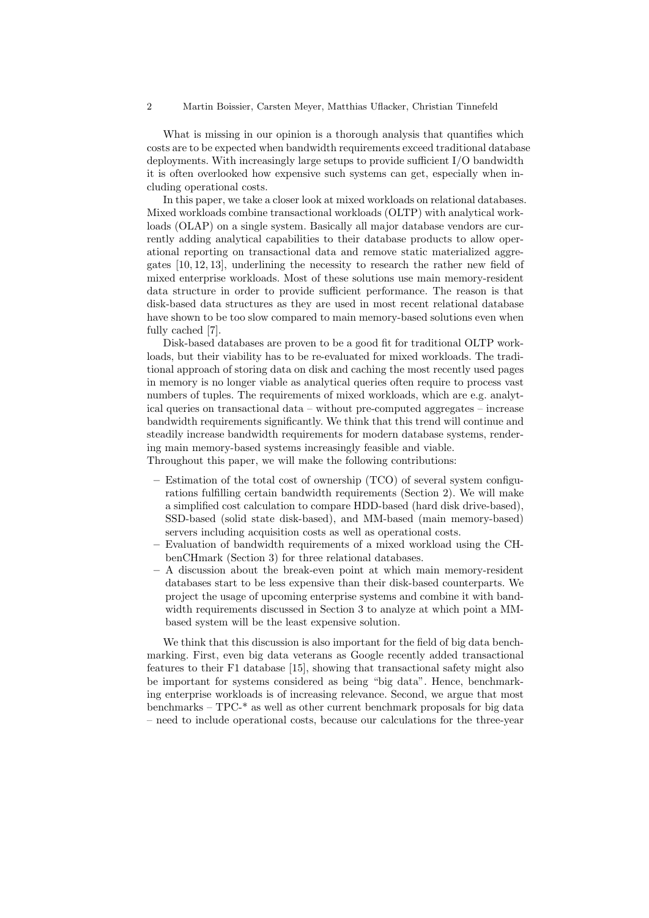What is missing in our opinion is a thorough analysis that quantifies which costs are to be expected when bandwidth requirements exceed traditional database deployments. With increasingly large setups to provide sufficient I/O bandwidth it is often overlooked how expensive such systems can get, especially when including operational costs.

In this paper, we take a closer look at mixed workloads on relational databases. Mixed workloads combine transactional workloads (OLTP) with analytical workloads (OLAP) on a single system. Basically all major database vendors are currently adding analytical capabilities to their database products to allow operational reporting on transactional data and remove static materialized aggregates [10, 12, 13], underlining the necessity to research the rather new field of mixed enterprise workloads. Most of these solutions use main memory-resident data structure in order to provide sufficient performance. The reason is that disk-based data structures as they are used in most recent relational database have shown to be too slow compared to main memory-based solutions even when fully cached [7].

Disk-based databases are proven to be a good fit for traditional OLTP workloads, but their viability has to be re-evaluated for mixed workloads. The traditional approach of storing data on disk and caching the most recently used pages in memory is no longer viable as analytical queries often require to process vast numbers of tuples. The requirements of mixed workloads, which are e.g. analytical queries on transactional data – without pre-computed aggregates – increase bandwidth requirements significantly. We think that this trend will continue and steadily increase bandwidth requirements for modern database systems, rendering main memory-based systems increasingly feasible and viable.
Throughout this paper, we will make the following contributions:

- Estimation of the total cost of ownership (TCO) of several system configurations fulfilling certain bandwidth requirements (Section 2). We will make a simplified cost calculation to compare HDD-based (hard disk drive-based), SSD-based (solid state disk-based), and MM-based (main memory-based) servers including acquisition costs as well as operational costs.
- Evaluation of bandwidth requirements of a mixed workload using the CH-benCHmark (Section 3) for three relational databases.
- A discussion about the break-even point at which main memory-resident databases start to be less expensive than their disk-based counterparts. We project the usage of upcoming enterprise systems and combine it with bandwidth requirements discussed in Section 3 to analyze at which point a MM-based system will be the least expensive solution.

We think that this discussion is also important for the field of big data benchmarking. First, even big data veterans as Google recently added transactional features to their F1 database [15], showing that transactional safety might also be important for systems considered as being "big data". Hence, benchmarking enterprise workloads is of increasing relevance. Second, we argue that most benchmarks – TPC-* as well as other current benchmark proposals for big data – need to include operational costs, because our calculations for the three-year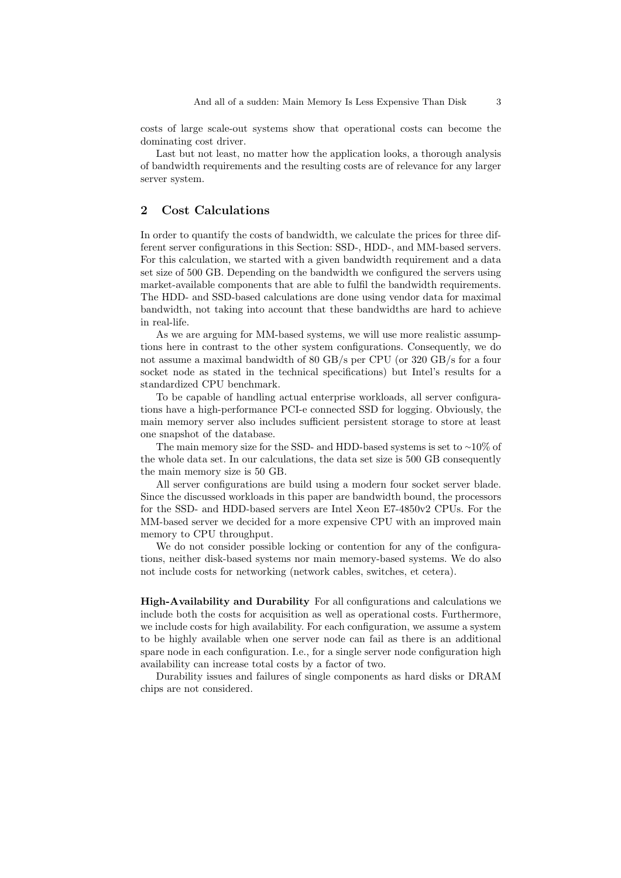costs of large scale-out systems show that operational costs can become the dominating cost driver.

Last but not least, no matter how the application looks, a thorough analysis of bandwidth requirements and the resulting costs are of relevance for any larger server system.

## 2 Cost Calculations

In order to quantify the costs of bandwidth, we calculate the prices for three different server configurations in this Section: SSD-, HDD-, and MM-based servers. For this calculation, we started with a given bandwidth requirement and a data set size of 500 GB. Depending on the bandwidth we configured the servers using market-available components that are able to fulfil the bandwidth requirements. The HDD- and SSD-based calculations are done using vendor data for maximal bandwidth, not taking into account that these bandwidths are hard to achieve in real-life.

As we are arguing for MM-based systems, we will use more realistic assumptions here in contrast to the other system configurations. Consequently, we do not assume a maximal bandwidth of 80 GB/s per CPU (or 320 GB/s for a four socket node as stated in the technical specifications) but Intel's results for a standardized CPU benchmark.

To be capable of handling actual enterprise workloads, all server configurations have a high-performance PCI-e connected SSD for logging. Obviously, the main memory server also includes sufficient persistent storage to store at least one snapshot of the database.

The main memory size for the SSD- and HDD-based systems is set to ~10% of the whole data set. In our calculations, the data set size is 500 GB consequently the main memory size is 50 GB.

All server configurations are build using a modern four socket server blade. Since the discussed workloads in this paper are bandwidth bound, the processors for the SSD- and HDD-based servers are Intel Xeon E7-4850v2 CPUs. For the MM-based server we decided for a more expensive CPU with an improved main memory to CPU throughput.

We do not consider possible locking or contention for any of the configurations, neither disk-based systems nor main memory-based systems. We do also not include costs for networking (network cables, switches, et cetera).

**High-Availability and Durability** For all configurations and calculations we include both the costs for acquisition as well as operational costs. Furthermore, we include costs for high availability. For each configuration, we assume a system to be highly available when one server node can fail as there is an additional spare node in each configuration. I.e., for a single server node configuration high availability can increase total costs by a factor of two.

Durability issues and failures of single components as hard disks or DRAM chips are not considered.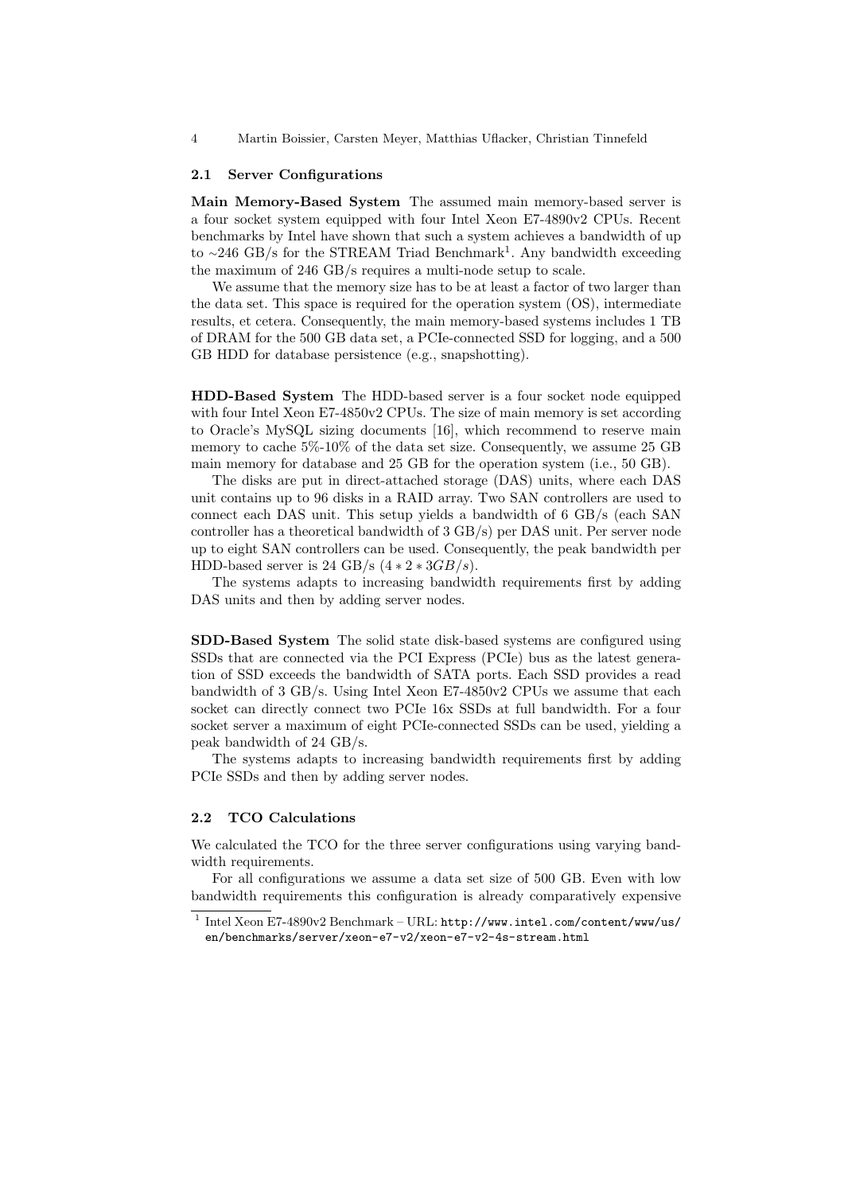### 2.1 Server Configurations

**Main Memory-Based System** The assumed main memory-based server is a four socket system equipped with four Intel Xeon E7-4890v2 CPUs. Recent benchmarks by Intel have shown that such a system achieves a bandwidth of up to ∼246 GB/s for the STREAM Triad Benchmark[1]. Any bandwidth exceeding the maximum of 246 GB/s requires a multi-node setup to scale.

We assume that the memory size has to be at least a factor of two larger than the data set. This space is required for the operation system (OS), intermediate results, et cetera. Consequently, the main memory-based systems includes 1 TB of DRAM for the 500 GB data set, a PCIe-connected SSD for logging, and a 500 GB HDD for database persistence (e.g., snapshotting).

**HDD-Based System** The HDD-based server is a four socket node equipped with four Intel Xeon E7-4850v2 CPUs. The size of main memory is set according to Oracle's MySQL sizing documents [16], which recommend to reserve main memory to cache 5%-10% of the data set size. Consequently, we assume 25 GB main memory for database and 25 GB for the operation system (i.e., 50 GB).

The disks are put in direct-attached storage (DAS) units, where each DAS unit contains up to 96 disks in a RAID array. Two SAN controllers are used to connect each DAS unit. This setup yields a bandwidth of 6 GB/s (each SAN controller has a theoretical bandwidth of 3 GB/s) per DAS unit. Per server node up to eight SAN controllers can be used. Consequently, the peak bandwidth per HDD-based server is 24 GB/s ($4 * 2 * 3GB/s$).

The systems adapts to increasing bandwidth requirements first by adding DAS units and then by adding server nodes.

**SDD-Based System** The solid state disk-based systems are configured using SSDs that are connected via the PCI Express (PCIe) bus as the latest generation of SSD exceeds the bandwidth of SATA ports. Each SSD provides a read bandwidth of 3 GB/s. Using Intel Xeon E7-4850v2 CPUs we assume that each socket can directly connect two PCIe 16x SSDs at full bandwidth. For a four socket server a maximum of eight PCIe-connected SSDs can be used, yielding a peak bandwidth of 24 GB/s.

The systems adapts to increasing bandwidth requirements first by adding PCIe SSDs and then by adding server nodes.

### 2.2 TCO Calculations

We calculated the TCO for the three server configurations using varying bandwidth requirements.

For all configurations we assume a data set size of 500 GB. Even with low bandwidth requirements this configuration is already comparatively expensive

[1] Intel Xeon E7-4890v2 Benchmark – URL: http://www.intel.com/content/www/us/en/benchmarks/server/xeon-e7-v2/xeon-e7-v2-4s-stream.html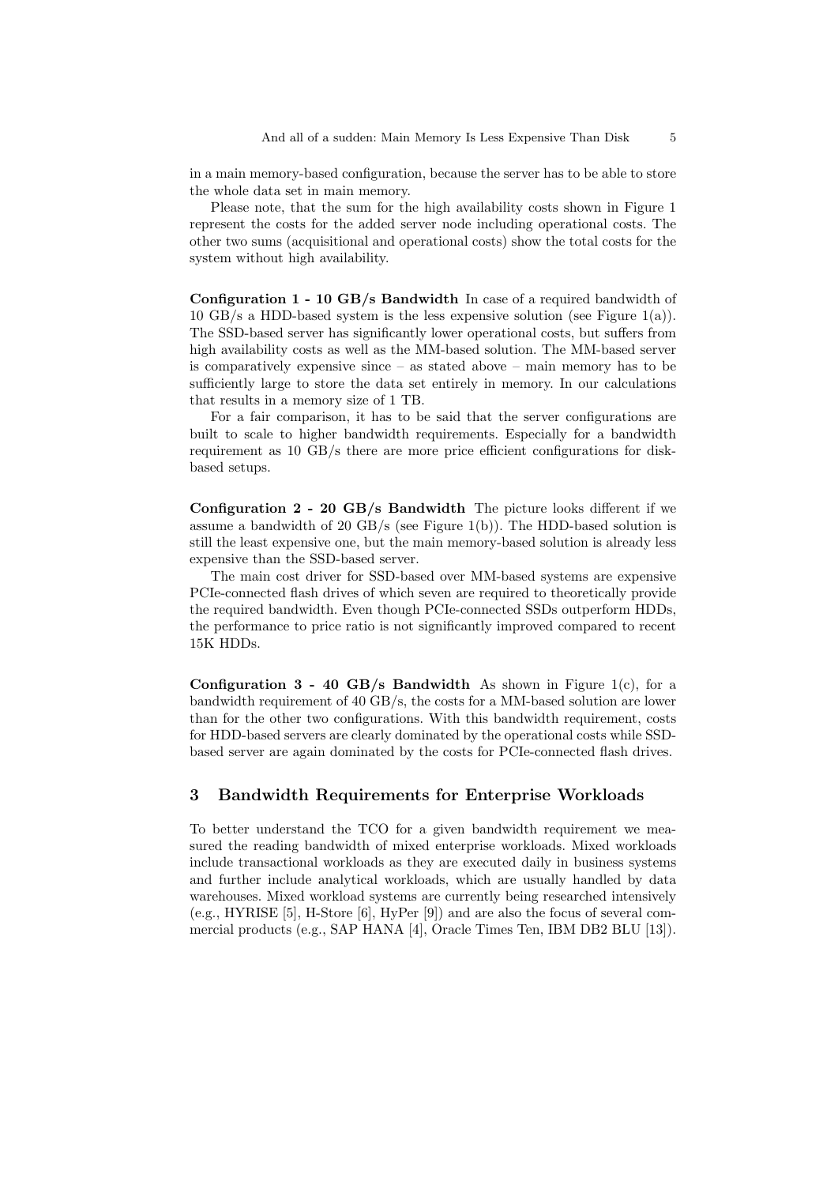in a main memory-based configuration, because the server has to be able to store the whole data set in main memory.

Please note, that the sum for the high availability costs shown in Figure 1 represent the costs for the added server node including operational costs. The other two sums (acquisitional and operational costs) show the total costs for the system without high availability.

**Configuration 1 - 10 GB/s Bandwidth** In case of a required bandwidth of 10 GB/s a HDD-based system is the less expensive solution (see Figure 1(a)). The SSD-based server has significantly lower operational costs, but suffers from high availability costs as well as the MM-based solution. The MM-based server is comparatively expensive since – as stated above – main memory has to be sufficiently large to store the data set entirely in memory. In our calculations that results in a memory size of 1 TB.

For a fair comparison, it has to be said that the server configurations are built to scale to higher bandwidth requirements. Especially for a bandwidth requirement as 10 GB/s there are more price efficient configurations for disk-based setups.

**Configuration 2 - 20 GB/s Bandwidth** The picture looks different if we assume a bandwidth of 20 GB/s (see Figure 1(b)). The HDD-based solution is still the least expensive one, but the main memory-based solution is already less expensive than the SSD-based server.

The main cost driver for SSD-based over MM-based systems are expensive PCIe-connected flash drives of which seven are required to theoretically provide the required bandwidth. Even though PCIe-connected SSDs outperform HDDs, the performance to price ratio is not significantly improved compared to recent 15K HDDs.

**Configuration 3 - 40 GB/s Bandwidth** As shown in Figure 1(c), for a bandwidth requirement of 40 GB/s, the costs for a MM-based solution are lower than for the other two configurations. With this bandwidth requirement, costs for HDD-based servers are clearly dominated by the operational costs while SSD-based server are again dominated by the costs for PCIe-connected flash drives.

## 3 Bandwidth Requirements for Enterprise Workloads

To better understand the TCO for a given bandwidth requirement we measured the reading bandwidth of mixed enterprise workloads. Mixed workloads include transactional workloads as they are executed daily in business systems and further include analytical workloads, which are usually handled by data warehouses. Mixed workload systems are currently being researched intensively (e.g., HYRISE [5], H-Store [6], HyPer [9]) and are also the focus of several commercial products (e.g., SAP HANA [4], Oracle Times Ten, IBM DB2 BLU [13]).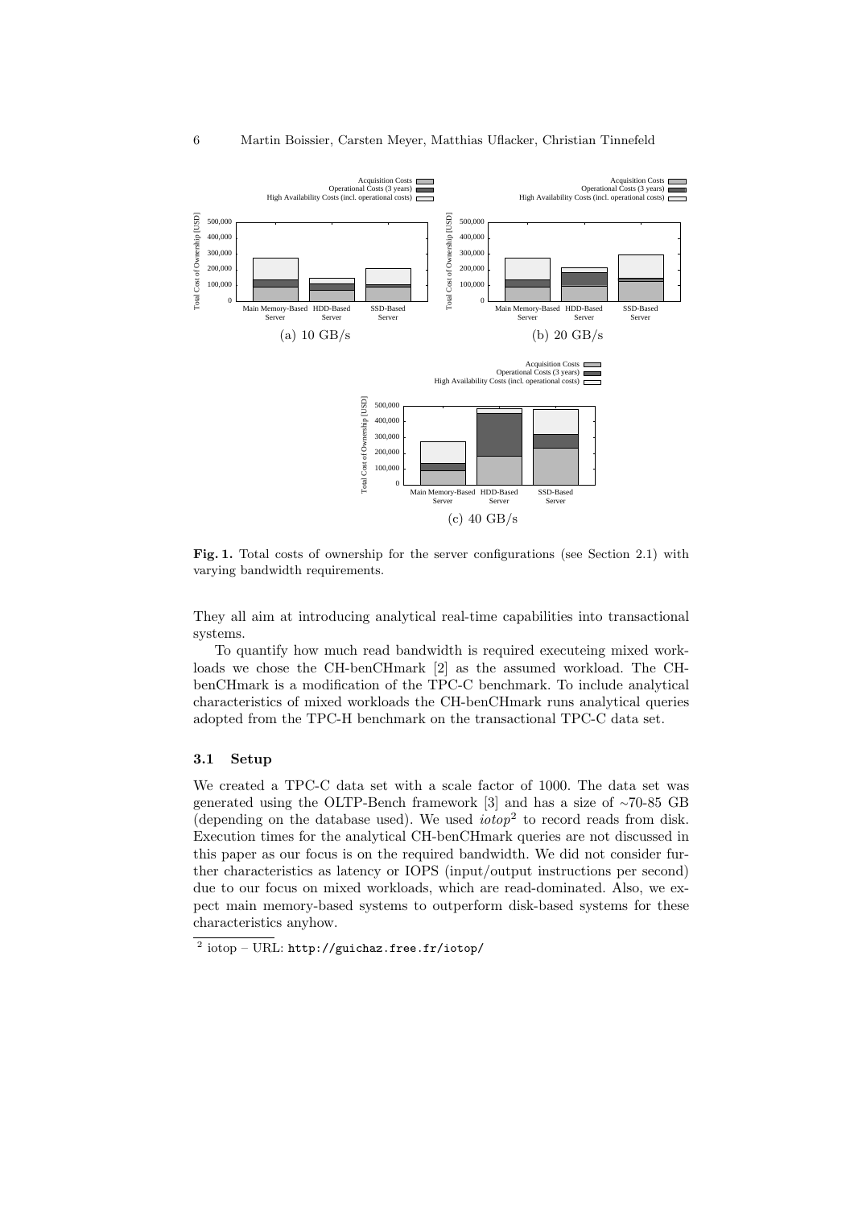**Fig. 1.** Total costs of ownership for the server configurations (see Section 2.1) with varying bandwidth requirements.

They all aim at introducing analytical real-time capabilities into transactional systems.

To quantify how much read bandwidth is required executeing mixed workloads we chose the CH-benCHmark [2] as the assumed workload. The CH-benCHmark is a modification of the TPC-C benchmark. To include analytical characteristics of mixed workloads the CH-benCHmark runs analytical queries adopted from the TPC-H benchmark on the transactional TPC-C data set.

### 3.1 Setup

We created a TPC-C data set with a scale factor of 1000. The data set was generated using the OLTP-Bench framework [3] and has a size of ∼70-85 GB (depending on the database used). We used *iotop*[2] to record reads from disk. Execution times for the analytical CH-benCHmark queries are not discussed in this paper as our focus is on the required bandwidth. We did not consider further characteristics as latency or IOPS (input/output instructions per second) due to our focus on mixed workloads, which are read-dominated. Also, we expect main memory-based systems to outperform disk-based systems for these characteristics anyhow.

[2] iotop – URL: http://guichaz.free.fr/iotop/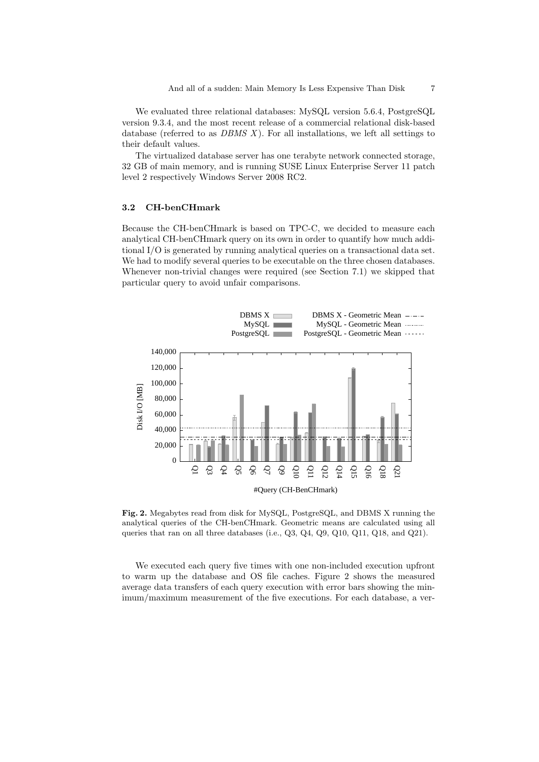We evaluated three relational databases: MySQL version 5.6.4, PostgreSQL version 9.3.4, and the most recent release of a commercial relational disk-based database (referred to as *DBMS X*). For all installations, we left all settings to their default values.

The virtualized database server has one terabyte network connected storage, 32 GB of main memory, and is running SUSE Linux Enterprise Server 11 patch level 2 respectively Windows Server 2008 RC2.

### 3.2 CH-benCHmark

Because the CH-benCHmark is based on TPC-C, we decided to measure each analytical CH-benCHmark query on its own in order to quantify how much additional I/O is generated by running analytical queries on a transactional data set. We had to modify several queries to be executable on the three chosen databases. Whenever non-trivial changes were required (see Section 7.1) we skipped that particular query to avoid unfair comparisons.

**Fig. 2.** Megabytes read from disk for MySQL, PostgreSQL, and DBMS X running the analytical queries of the CH-benCHmark. Geometric means are calculated using all queries that ran on all three databases (i.e., Q3, Q4, Q9, Q10, Q11, Q18, and Q21).

We executed each query five times with one non-included execution upfront to warm up the database and OS file caches. Figure 2 shows the measured average data transfers of each query execution with error bars showing the minimum/maximum measurement of the five executions. For each database, a ver-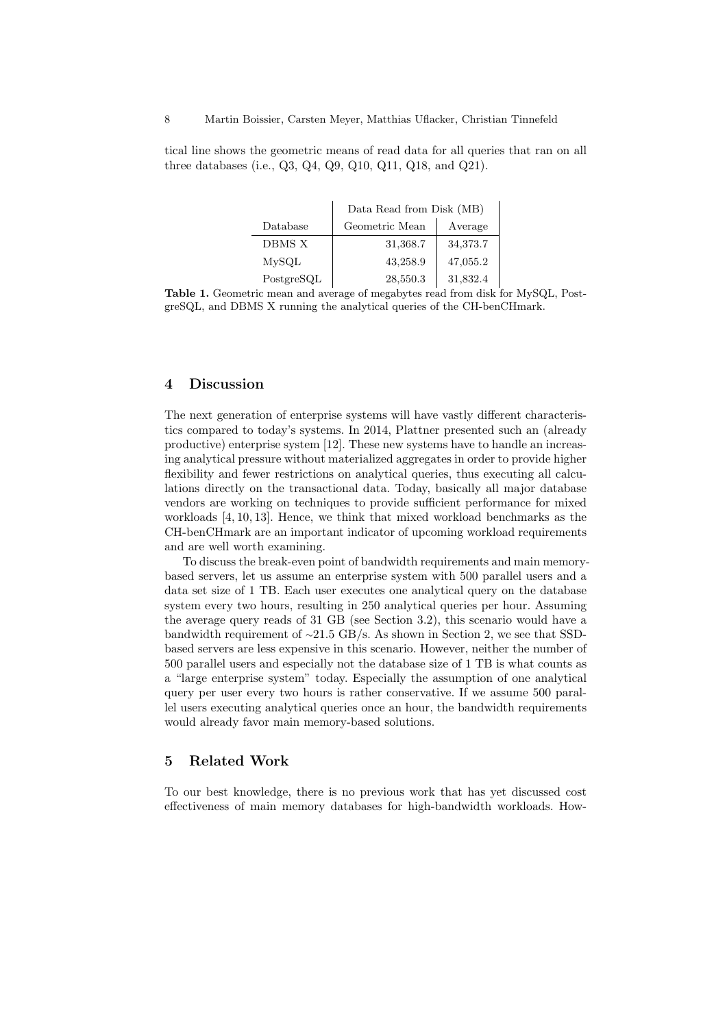tical line shows the geometric means of read data for all queries that ran on all three databases (i.e., Q3, Q4, Q9, Q10, Q11, Q18, and Q21).

| | Data Read from Disk (MB) | |
|---|---|---|
| Database | Geometric Mean | Average |
| DBMS X | 31,368.7 | 34,373.7 |
| MySQL | 43,258.9 | 47,055.2 |
| PostgreSQL | 28,550.3 | 31,832.4 |

**Table 1.** Geometric mean and average of megabytes read from disk for MySQL, PostgreSQL, and DBMS X running the analytical queries of the CH-benCHmark.

## 4 Discussion

The next generation of enterprise systems will have vastly different characteristics compared to today's systems. In 2014, Plattner presented such an (already productive) enterprise system [12]. These new systems have to handle an increasing analytical pressure without materialized aggregates in order to provide higher flexibility and fewer restrictions on analytical queries, thus executing all calculations directly on the transactional data. Today, basically all major database vendors are working on techniques to provide sufficient performance for mixed workloads [4, 10, 13]. Hence, we think that mixed workload benchmarks as the CH-benCHmark are an important indicator of upcoming workload requirements and are well worth examining.

To discuss the break-even point of bandwidth requirements and main memory-based servers, let us assume an enterprise system with 500 parallel users and a data set size of 1 TB. Each user executes one analytical query on the database system every two hours, resulting in 250 analytical queries per hour. Assuming the average query reads of 31 GB (see Section 3.2), this scenario would have a bandwidth requirement of ~21.5 GB/s. As shown in Section 2, we see that SSD-based servers are less expensive in this scenario. However, neither the number of 500 parallel users and especially not the database size of 1 TB is what counts as a "large enterprise system" today. Especially the assumption of one analytical query per user every two hours is rather conservative. If we assume 500 parallel users executing analytical queries once an hour, the bandwidth requirements would already favor main memory-based solutions.

## 5 Related Work

To our best knowledge, there is no previous work that has yet discussed cost effectiveness of main memory databases for high-bandwidth workloads. How-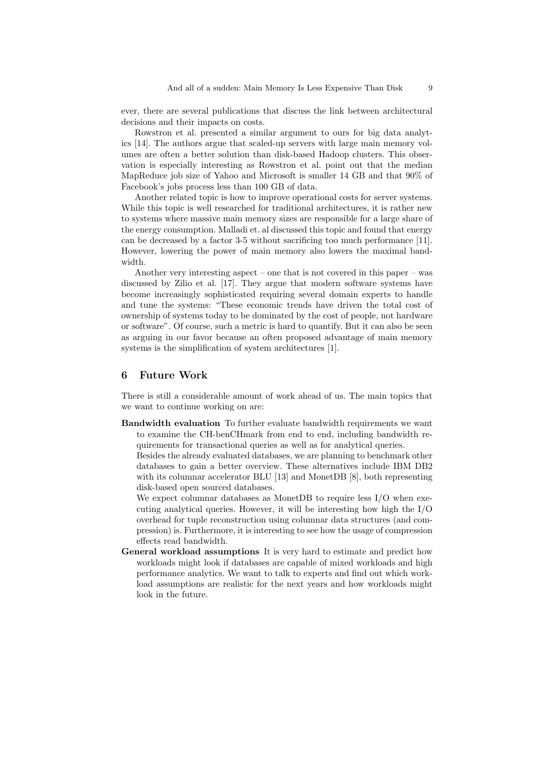ever, there are several publications that discuss the link between architectural decisions and their impacts on costs.

Rowstron et al. presented a similar argument to ours for big data analytics [14]. The authors argue that scaled-up servers with large main memory volumes are often a better solution than disk-based Hadoop clusters. This observation is especially interesting as Rowstron et al. point out that the median MapReduce job size of Yahoo and Microsoft is smaller 14 GB and that 90% of Facebook's jobs process less than 100 GB of data.

Another related topic is how to improve operational costs for server systems. While this topic is well researched for traditional architectures, it is rather new to systems where massive main memory sizes are responsible for a large share of the energy consumption. Malladi et. al discussed this topic and found that energy can be decreased by a factor 3-5 without sacrificing too much performance [11]. However, lowering the power of main memory also lowers the maximal bandwidth.

Another very interesting aspect – one that is not covered in this paper – was discussed by Zilio et al. [17]. They argue that modern software systems have become increasingly sophisticated requiring several domain experts to handle and tune the systems: "These economic trends have driven the total cost of ownership of systems today to be dominated by the cost of people, not hardware or software". Of course, such a metric is hard to quantify. But it can also be seen as arguing in our favor because an often proposed advantage of main memory systems is the simplification of system architectures [1].

## 6 Future Work

There is still a considerable amount of work ahead of us. The main topics that we want to continue working on are:

**Bandwidth evaluation** To further evaluate bandwidth requirements we want to examine the CH-benCHmark from end to end, including bandwidth requirements for transactional queries as well as for analytical queries.

Besides the already evaluated databases, we are planning to benchmark other databases to gain a better overview. These alternatives include IBM DB2 with its columnar accelerator BLU [13] and MonetDB [8], both representing disk-based open sourced databases.

We expect columnar databases as MonetDB to require less I/O when executing analytical queries. However, it will be interesting how high the I/O overhead for tuple reconstruction using columnar data structures (and compression) is. Furthermore, it is interesting to see how the usage of compression effects read bandwidth.

**General workload assumptions** It is very hard to estimate and predict how workloads might look if databases are capable of mixed workloads and high performance analytics. We want to talk to experts and find out which workload assumptions are realistic for the next years and how workloads might look in the future.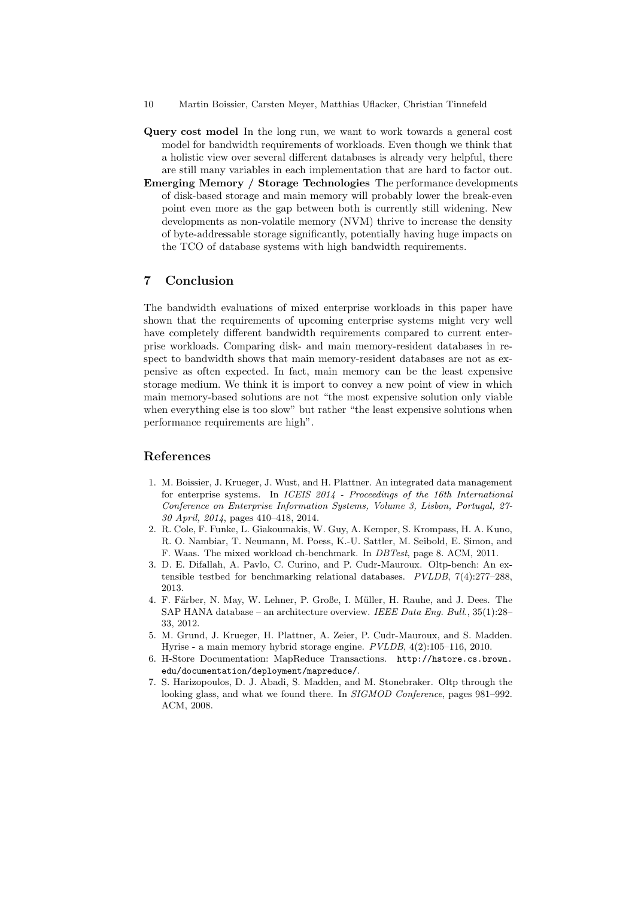**Query cost model** In the long run, we want to work towards a general cost model for bandwidth requirements of workloads. Even though we think that a holistic view over several different databases is already very helpful, there are still many variables in each implementation that are hard to factor out.

**Emerging Memory / Storage Technologies** The performance developments of disk-based storage and main memory will probably lower the break-even point even more as the gap between both is currently still widening. New developments as non-volatile memory (NVM) thrive to increase the density of byte-addressable storage significantly, potentially having huge impacts on the TCO of database systems with high bandwidth requirements.

## 7 Conclusion

The bandwidth evaluations of mixed enterprise workloads in this paper have shown that the requirements of upcoming enterprise systems might very well have completely different bandwidth requirements compared to current enterprise workloads. Comparing disk- and main memory-resident databases in respect to bandwidth shows that main memory-resident databases are not as expensive as often expected. In fact, main memory can be the least expensive storage medium. We think it is import to convey a new point of view in which main memory-based solutions are not "the most expensive solution only viable when everything else is too slow" but rather "the least expensive solutions when performance requirements are high".

## References

1. M. Boissier, J. Krueger, J. Wust, and H. Plattner. An integrated data management for enterprise systems. In *ICEIS 2014 - Proceedings of the 16th International Conference on Enterprise Information Systems, Volume 3, Lisbon, Portugal, 27-30 April, 2014*, pages 410–418, 2014.
2. R. Cole, F. Funke, L. Giakoumakis, W. Guy, A. Kemper, S. Krompass, H. A. Kuno, R. O. Nambiar, T. Neumann, M. Poess, K.-U. Sattler, M. Seibold, E. Simon, and F. Waas. The mixed workload ch-benchmark. In *DBTest*, page 8. ACM, 2011.
3. D. E. Difallah, A. Pavlo, C. Curino, and P. Cudr-Mauroux. Oltp-bench: An extensible testbed for benchmarking relational databases. *PVLDB*, 7(4):277–288, 2013.
4. F. Färber, N. May, W. Lehner, P. Große, I. Müller, H. Rauhe, and J. Dees. The SAP HANA database – an architecture overview. *IEEE Data Eng. Bull.*, 35(1):28–33, 2012.
5. M. Grund, J. Krueger, H. Plattner, A. Zeier, P. Cudr-Mauroux, and S. Madden. Hyrise - a main memory hybrid storage engine. *PVLDB*, 4(2):105–116, 2010.
6. H-Store Documentation: MapReduce Transactions. `http://hstore.cs.brown.edu/documentation/deployment/mapreduce/`.
7. S. Harizopoulos, D. J. Abadi, S. Madden, and M. Stonebraker. Oltp through the looking glass, and what we found there. In *SIGMOD Conference*, pages 981–992. ACM, 2008.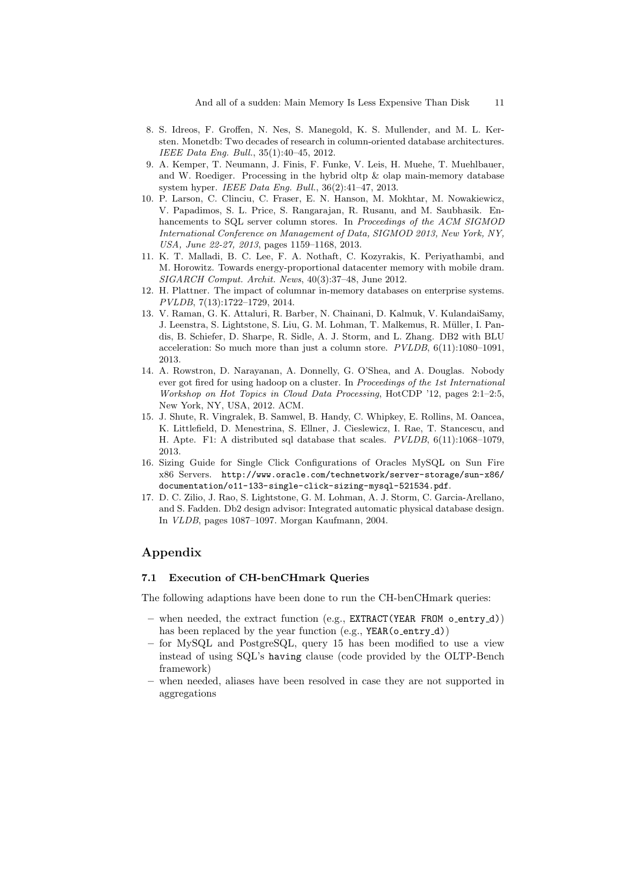8. S. Idreos, F. Groffen, N. Nes, S. Manegold, K. S. Mullender, and M. L. Kersten. Monetdb: Two decades of research in column-oriented database architectures. *IEEE Data Eng. Bull.*, 35(1):40–45, 2012.
9. A. Kemper, T. Neumann, J. Finis, F. Funke, V. Leis, H. Muehe, T. Muehlbauer, and W. Roediger. Processing in the hybrid oltp & olap main-memory database system hyper. *IEEE Data Eng. Bull.*, 36(2):41–47, 2013.
10. P. Larson, C. Clinciu, C. Fraser, E. N. Hanson, M. Mokhtar, M. Nowakiewicz, V. Papadimos, S. L. Price, S. Rangarajan, R. Rusanu, and M. Saubhasik. Enhancements to SQL server column stores. In *Proceedings of the ACM SIGMOD International Conference on Management of Data, SIGMOD 2013, New York, NY, USA, June 22-27, 2013*, pages 1159–1168, 2013.
11. K. T. Malladi, B. C. Lee, F. A. Nothaft, C. Kozyrakis, K. Periyathambi, and M. Horowitz. Towards energy-proportional datacenter memory with mobile dram. *SIGARCH Comput. Archit. News*, 40(3):37–48, June 2012.
12. H. Plattner. The impact of columnar in-memory databases on enterprise systems. *PVLDB*, 7(13):1722–1729, 2014.
13. V. Raman, G. K. Attaluri, R. Barber, N. Chainani, D. Kalmuk, V. KulandaiSamy, J. Leenstra, S. Lightstone, S. Liu, G. M. Lohman, T. Malkemus, R. Müller, I. Pandis, B. Schiefer, D. Sharpe, R. Sidle, A. J. Storm, and L. Zhang. DB2 with BLU acceleration: So much more than just a column store. *PVLDB*, 6(11):1080–1091, 2013.
14. A. Rowstron, D. Narayanan, A. Donnelly, G. O'Shea, and A. Douglas. Nobody ever got fired for using hadoop on a cluster. In *Proceedings of the 1st International Workshop on Hot Topics in Cloud Data Processing*, HotCDP '12, pages 2:1–2:5, New York, NY, USA, 2012. ACM.
15. J. Shute, R. Vingralek, B. Samwel, B. Handy, C. Whipkey, E. Rollins, M. Oancea, K. Littlefield, D. Menestrina, S. Ellner, J. Cieslewicz, I. Rae, T. Stancescu, and H. Apte. F1: A distributed sql database that scales. *PVLDB*, 6(11):1068–1079, 2013.
16. Sizing Guide for Single Click Configurations of Oracles MySQL on Sun Fire x86 Servers. `http://www.oracle.com/technetwork/server-storage/sun-x86/documentation/o11-133-single-click-sizing-mysql-521534.pdf`.
17. D. C. Zilio, J. Rao, S. Lightstone, G. M. Lohman, A. J. Storm, C. Garcia-Arellano, and S. Fadden. Db2 design advisor: Integrated automatic physical database design. In *VLDB*, pages 1087–1097. Morgan Kaufmann, 2004.

# Appendix

### 7.1 Execution of CH-benCHmark Queries

The following adaptions have been done to run the CH-benCHmark queries:

- when needed, the extract function (e.g., `EXTRACT(YEAR FROM o_entry_d)`) has been replaced by the year function (e.g., `YEAR(o_entry_d)`)
- for MySQL and PostgreSQL, query 15 has been modified to use a view instead of using SQL's `having` clause (code provided by the OLTP-Bench framework)
- when needed, aliases have been resolved in case they are not supported in aggregations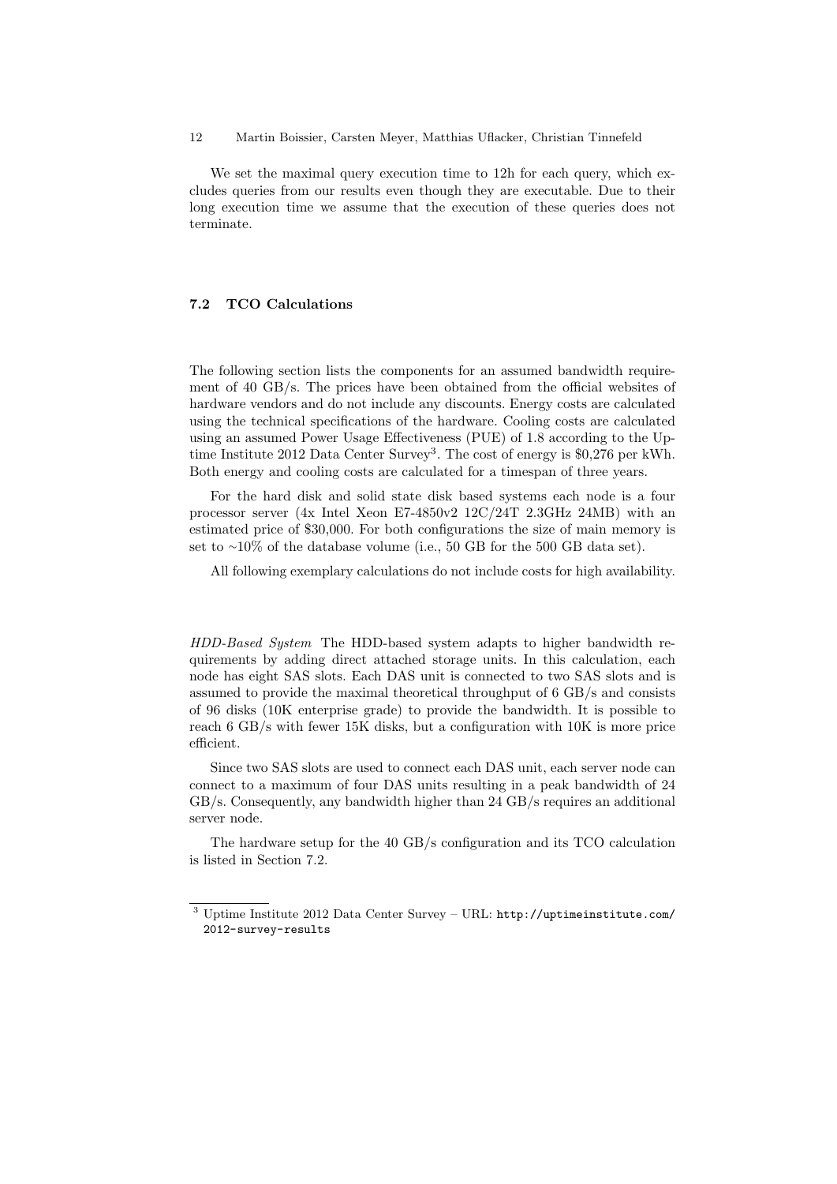We set the maximal query execution time to 12h for each query, which excludes queries from our results even though they are executable. Due to their long execution time we assume that the execution of these queries does not terminate.

### 7.2 TCO Calculations

The following section lists the components for an assumed bandwidth requirement of 40 GB/s. The prices have been obtained from the official websites of hardware vendors and do not include any discounts. Energy costs are calculated using the technical specifications of the hardware. Cooling costs are calculated using an assumed Power Usage Effectiveness (PUE) of 1.8 according to the Uptime Institute 2012 Data Center Survey[3]. The cost of energy is $0,276 per kWh. Both energy and cooling costs are calculated for a timespan of three years.

For the hard disk and solid state disk based systems each node is a four processor server (4x Intel Xeon E7-4850v2 12C/24T 2.3GHz 24MB) with an estimated price of $30,000. For both configurations the size of main memory is set to ~10% of the database volume (i.e., 50 GB for the 500 GB data set).

All following exemplary calculations do not include costs for high availability.

*HDD-Based System* The HDD-based system adapts to higher bandwidth requirements by adding direct attached storage units. In this calculation, each node has eight SAS slots. Each DAS unit is connected to two SAS slots and is assumed to provide the maximal theoretical throughput of 6 GB/s and consists of 96 disks (10K enterprise grade) to provide the bandwidth. It is possible to reach 6 GB/s with fewer 15K disks, but a configuration with 10K is more price efficient.

Since two SAS slots are used to connect each DAS unit, each server node can connect to a maximum of four DAS units resulting in a peak bandwidth of 24 GB/s. Consequently, any bandwidth higher than 24 GB/s requires an additional server node.

The hardware setup for the 40 GB/s configuration and its TCO calculation is listed in Section 7.2.

[3] Uptime Institute 2012 Data Center Survey – URL: http://uptimeinstitute.com/2012-survey-results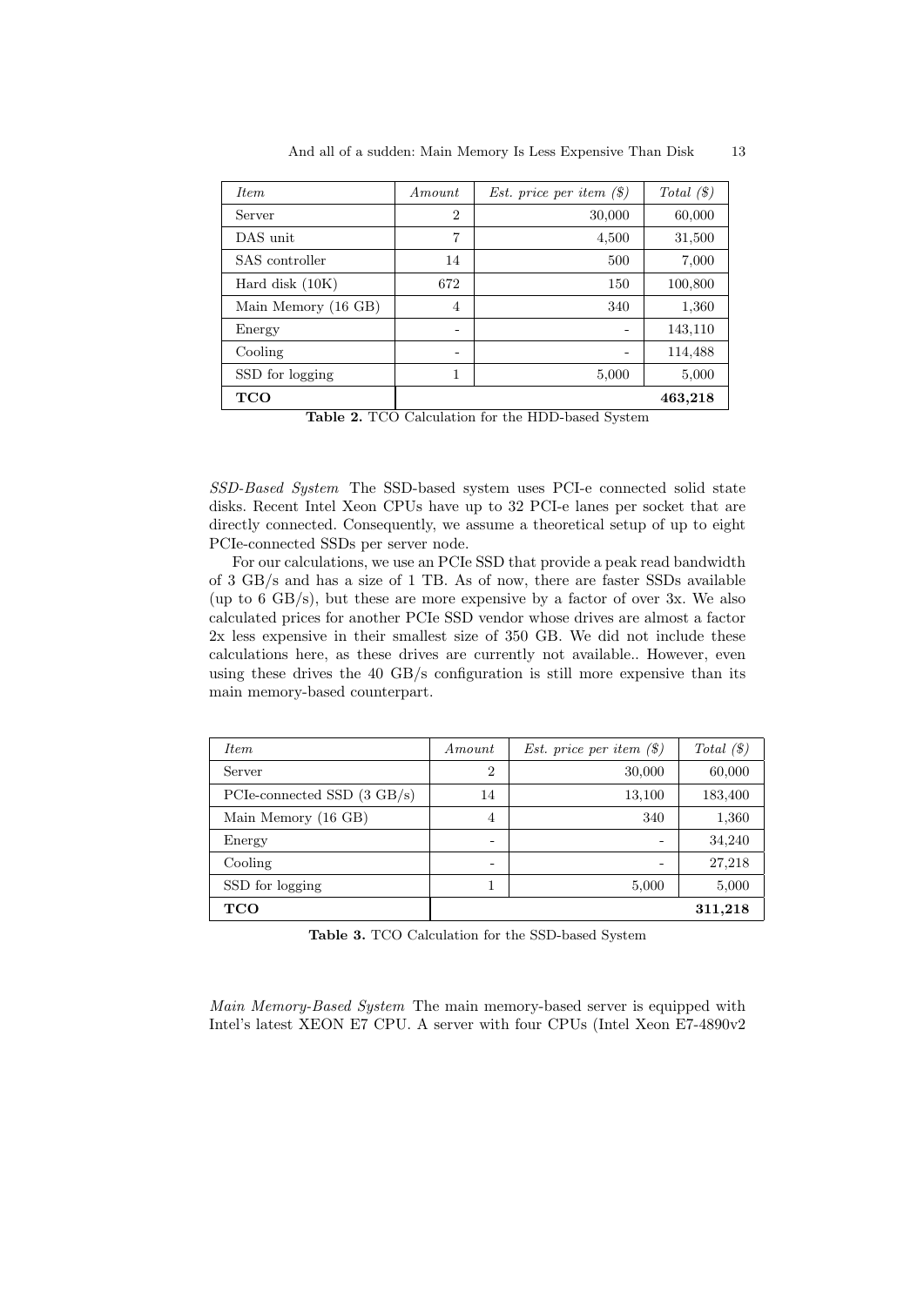| *Item* | *Amount* | *Est. price per item ($)* | *Total ($)* |
|---|---|---|---|
| Server | 2 | 30,000 | 60,000 |
| DAS unit | 7 | 4,500 | 31,500 |
| SAS controller | 14 | 500 | 7,000 |
| Hard disk (10K) | 672 | 150 | 100,800 |
| Main Memory (16 GB) | 4 | 340 | 1,360 |
| Energy | - | - | 143,110 |
| Cooling | - | - | 114,488 |
| SSD for logging | 1 | 5,000 | 5,000 |
| **TCO** | | | **463,218** |

**Table 2.** TCO Calculation for the HDD-based System

*SSD-Based System* The SSD-based system uses PCI-e connected solid state disks. Recent Intel Xeon CPUs have up to 32 PCI-e lanes per socket that are directly connected. Consequently, we assume a theoretical setup of up to eight PCIe-connected SSDs per server node.

For our calculations, we use an PCIe SSD that provide a peak read bandwidth of 3 GB/s and has a size of 1 TB. As of now, there are faster SSDs available (up to 6 GB/s), but these are more expensive by a factor of over 3x. We also calculated prices for another PCIe SSD vendor whose drives are almost a factor 2x less expensive in their smallest size of 350 GB. We did not include these calculations here, as these drives are currently not available.. However, even using these drives the 40 GB/s configuration is still more expensive than its main memory-based counterpart.

| *Item* | *Amount* | *Est. price per item ($)* | *Total ($)* |
|---|---|---|---|
| Server | 2 | 30,000 | 60,000 |
| PCIe-connected SSD (3 GB/s) | 14 | 13,100 | 183,400 |
| Main Memory (16 GB) | 4 | 340 | 1,360 |
| Energy | - | - | 34,240 |
| Cooling | - | - | 27,218 |
| SSD for logging | 1 | 5,000 | 5,000 |
| **TCO** | | | **311,218** |

**Table 3.** TCO Calculation for the SSD-based System

*Main Memory-Based System* The main memory-based server is equipped with Intel's latest XEON E7 CPU. A server with four CPUs (Intel Xeon E7-4890v2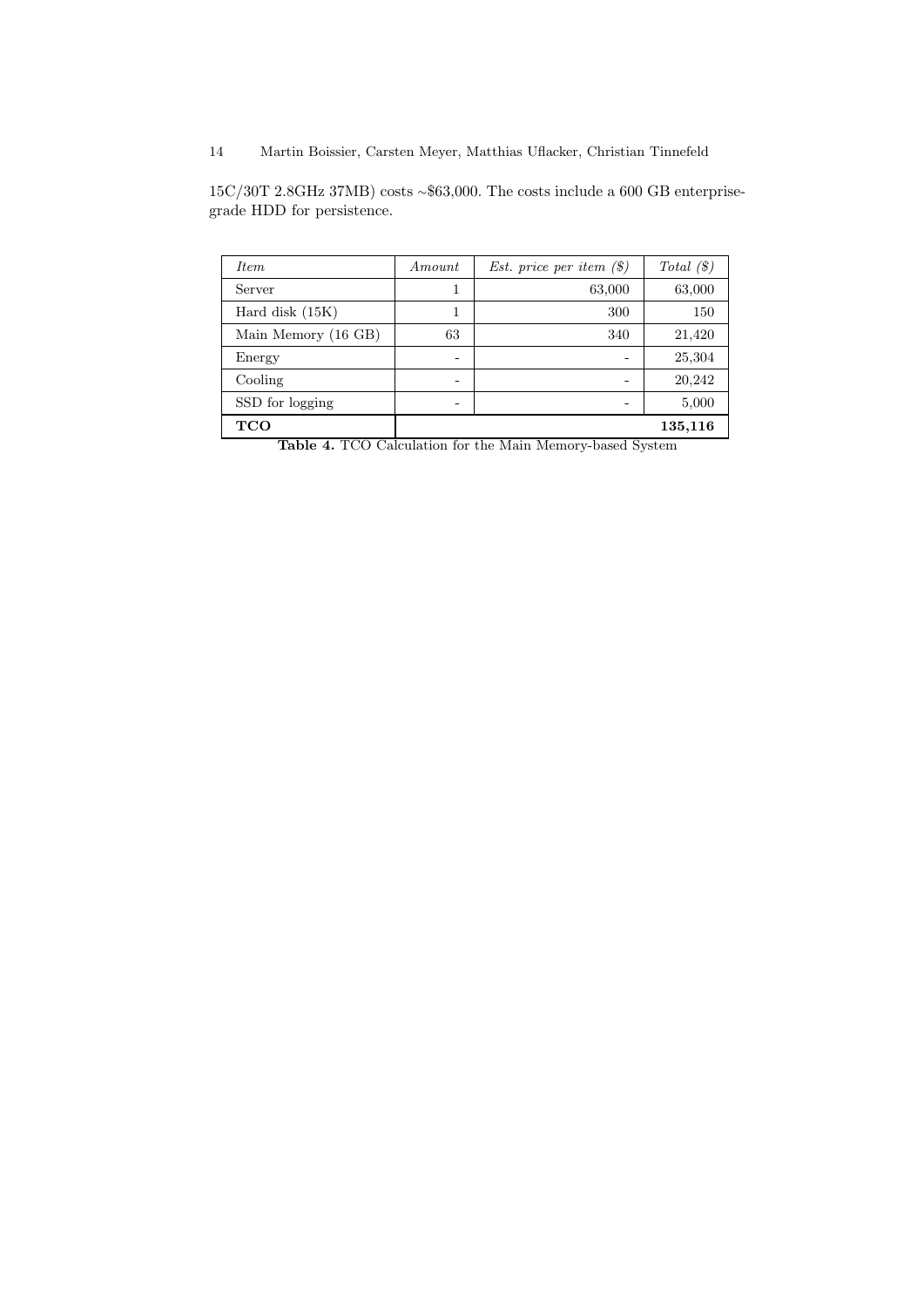15C/30T 2.8GHz 37MB) costs ~$63,000. The costs include a 600 GB enterprise-grade HDD for persistence.

| *Item* | *Amount* | *Est. price per item ($)* | *Total ($)* |
|---|---|---|---|
| Server | 1 | 63,000 | 63,000 |
| Hard disk (15K) | 1 | 300 | 150 |
| Main Memory (16 GB) | 63 | 340 | 21,420 |
| Energy | - | - | 25,304 |
| Cooling | - | - | 20,242 |
| SSD for logging | - | - | 5,000 |
| **TCO** | | | **135,116** |

**Table 4.** TCO Calculation for the Main Memory-based System